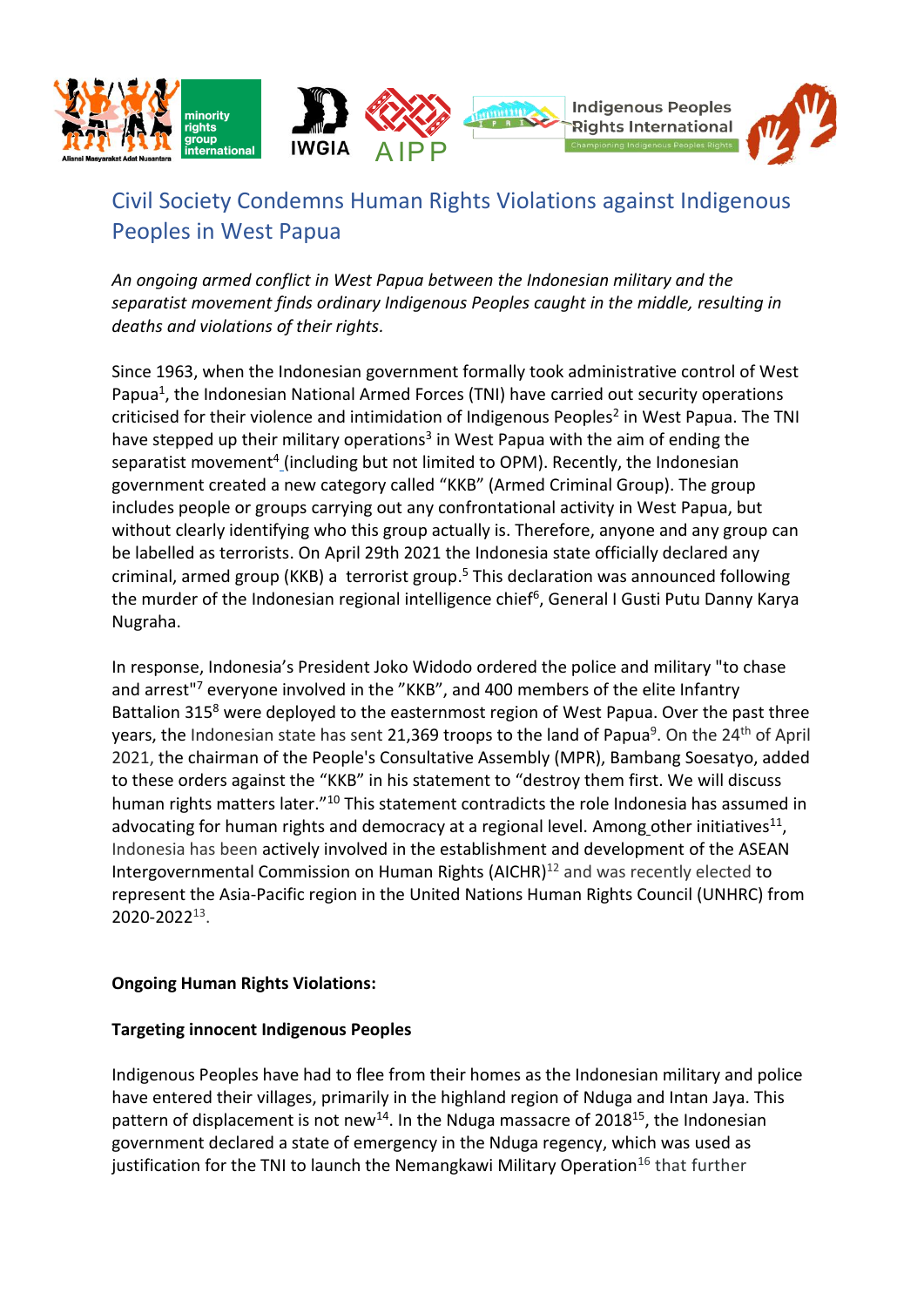# Civil Society Condemns Human Rights Violations against Indigenous Peoples in West Papua

*An ongoing armed conflict in West Papua between the Indonesian military and the separatist movement finds ordinary Indigenous Peoples caught in the middle, resulting in deaths and violations of their rights.*

Since 1963, when the Indonesian government formally took administrative control of West Papua[1], the Indonesian National Armed Forces (TNI) have carried out security operations criticised for their violence and intimidation of Indigenous Peoples[2] in West Papua. The TNI have stepped up their military operations[3] in West Papua with the aim of ending the separatist movement[4] (including but not limited to OPM). Recently, the Indonesian government created a new category called "KKB" (Armed Criminal Group). The group includes people or groups carrying out any confrontational activity in West Papua, but without clearly identifying who this group actually is. Therefore, anyone and any group can be labelled as terrorists. On April 29th 2021 the Indonesia state officially declared any criminal, armed group (KKB) a terrorist group.[5] This declaration was announced following the murder of the Indonesian regional intelligence chief[6], General I Gusti Putu Danny Karya Nugraha.

In response, Indonesia's President Joko Widodo ordered the police and military "to chase and arrest"[7] everyone involved in the "KKB", and 400 members of the elite Infantry Battalion 315[8] were deployed to the easternmost region of West Papua. Over the past three years, the Indonesian state has sent 21,369 troops to the land of Papua[9]. On the 24th of April 2021, the chairman of the People's Consultative Assembly (MPR), Bambang Soesatyo, added to these orders against the "KKB" in his statement to "destroy them first. We will discuss human rights matters later."[10] This statement contradicts the role Indonesia has assumed in advocating for human rights and democracy at a regional level. Among other initiatives[11], Indonesia has been actively involved in the establishment and development of the ASEAN Intergovernmental Commission on Human Rights (AICHR)[12] and was recently elected to represent the Asia-Pacific region in the United Nations Human Rights Council (UNHRC) from 2020-2022[13].

**Ongoing Human Rights Violations:**

**Targeting innocent Indigenous Peoples**

Indigenous Peoples have had to flee from their homes as the Indonesian military and police have entered their villages, primarily in the highland region of Nduga and Intan Jaya. This pattern of displacement is not new[14]. In the Nduga massacre of 2018[15], the Indonesian government declared a state of emergency in the Nduga regency, which was used as justification for the TNI to launch the Nemangkawi Military Operation[16] that further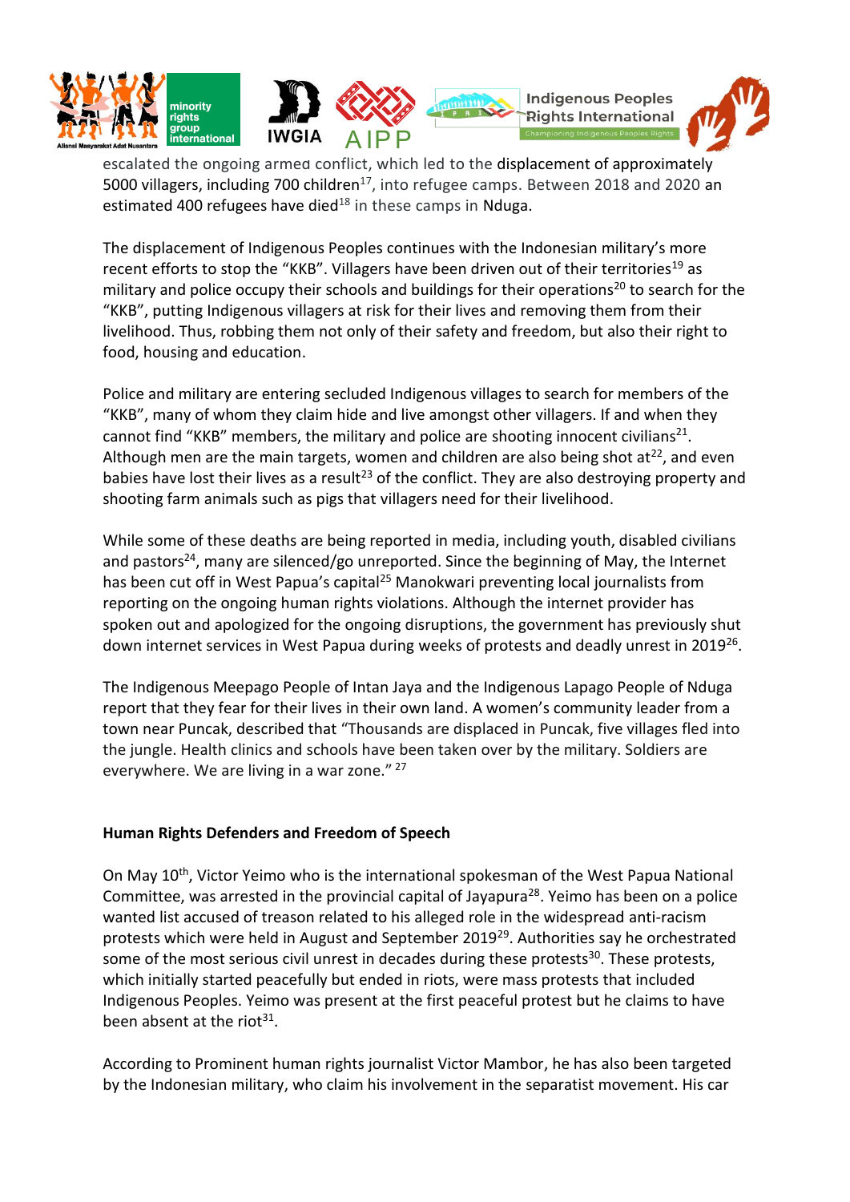escalated the ongoing armed conflict, which led to the displacement of approximately 5000 villagers, including 700 children[17], into refugee camps. Between 2018 and 2020 an estimated 400 refugees have died[18] in these camps in Nduga.

The displacement of Indigenous Peoples continues with the Indonesian military's more recent efforts to stop the "KKB". Villagers have been driven out of their territories[19] as military and police occupy their schools and buildings for their operations[20] to search for the "KKB", putting Indigenous villagers at risk for their lives and removing them from their livelihood. Thus, robbing them not only of their safety and freedom, but also their right to food, housing and education.

Police and military are entering secluded Indigenous villages to search for members of the "KKB", many of whom they claim hide and live amongst other villagers. If and when they cannot find "KKB" members, the military and police are shooting innocent civilians[21]. Although men are the main targets, women and children are also being shot at[22], and even babies have lost their lives as a result[23] of the conflict. They are also destroying property and shooting farm animals such as pigs that villagers need for their livelihood.

While some of these deaths are being reported in media, including youth, disabled civilians and pastors[24], many are silenced/go unreported. Since the beginning of May, the Internet has been cut off in West Papua's capital[25] Manokwari preventing local journalists from reporting on the ongoing human rights violations. Although the internet provider has spoken out and apologized for the ongoing disruptions, the government has previously shut down internet services in West Papua during weeks of protests and deadly unrest in 2019[26].

The Indigenous Meepago People of Intan Jaya and the Indigenous Lapago People of Nduga report that they fear for their lives in their own land. A women's community leader from a town near Puncak, described that "Thousands are displaced in Puncak, five villages fled into the jungle. Health clinics and schools have been taken over by the military. Soldiers are everywhere. We are living in a war zone." [27]

**Human Rights Defenders and Freedom of Speech**

On May 10th, Victor Yeimo who is the international spokesman of the West Papua National Committee, was arrested in the provincial capital of Jayapura[28]. Yeimo has been on a police wanted list accused of treason related to his alleged role in the widespread anti-racism protests which were held in August and September 2019[29]. Authorities say he orchestrated some of the most serious civil unrest in decades during these protests[30]. These protests, which initially started peacefully but ended in riots, were mass protests that included Indigenous Peoples. Yeimo was present at the first peaceful protest but he claims to have been absent at the riot[31].

According to Prominent human rights journalist Victor Mambor, he has also been targeted by the Indonesian military, who claim his involvement in the separatist movement. His car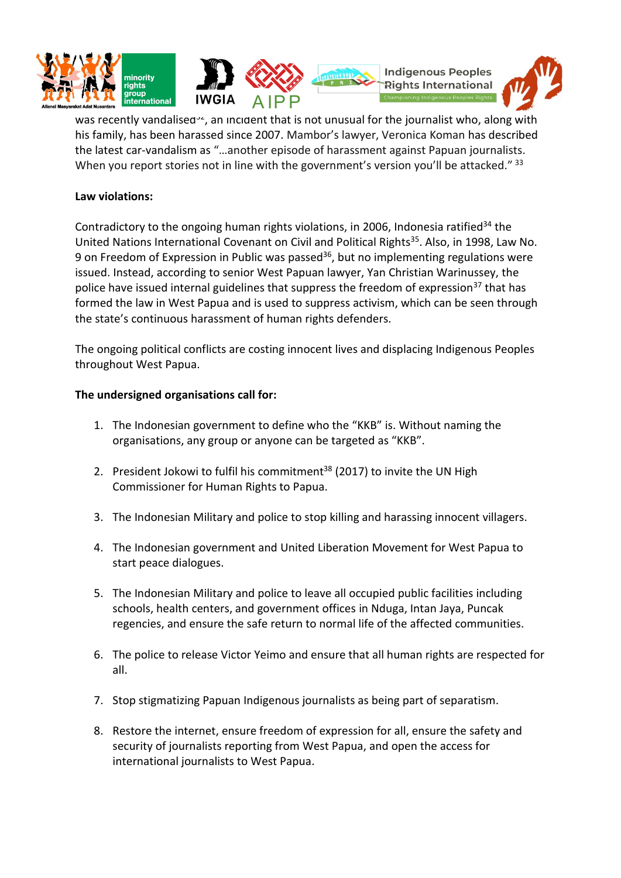was recently vandalised[32], an incident that is not unusual for the journalist who, along with his family, has been harassed since 2007. Mambor's lawyer, Veronica Koman has described the latest car-vandalism as "…another episode of harassment against Papuan journalists. When you report stories not in line with the government's version you'll be attacked." [33]

**Law violations:**

Contradictory to the ongoing human rights violations, in 2006, Indonesia ratified[34] the United Nations International Covenant on Civil and Political Rights[35]. Also, in 1998, Law No. 9 on Freedom of Expression in Public was passed[36], but no implementing regulations were issued. Instead, according to senior West Papuan lawyer, Yan Christian Warinussey, the police have issued internal guidelines that suppress the freedom of expression[37] that has formed the law in West Papua and is used to suppress activism, which can be seen through the state's continuous harassment of human rights defenders.

The ongoing political conflicts are costing innocent lives and displacing Indigenous Peoples throughout West Papua.

**The undersigned organisations call for:**

1. The Indonesian government to define who the "KKB" is. Without naming the organisations, any group or anyone can be targeted as "KKB".

2. President Jokowi to fulfil his commitment[38] (2017) to invite the UN High Commissioner for Human Rights to Papua.

3. The Indonesian Military and police to stop killing and harassing innocent villagers.

4. The Indonesian government and United Liberation Movement for West Papua to start peace dialogues.

5. The Indonesian Military and police to leave all occupied public facilities including schools, health centers, and government offices in Nduga, Intan Jaya, Puncak regencies, and ensure the safe return to normal life of the affected communities.

6. The police to release Victor Yeimo and ensure that all human rights are respected for all.

7. Stop stigmatizing Papuan Indigenous journalists as being part of separatism.

8. Restore the internet, ensure freedom of expression for all, ensure the safety and security of journalists reporting from West Papua, and open the access for international journalists to West Papua.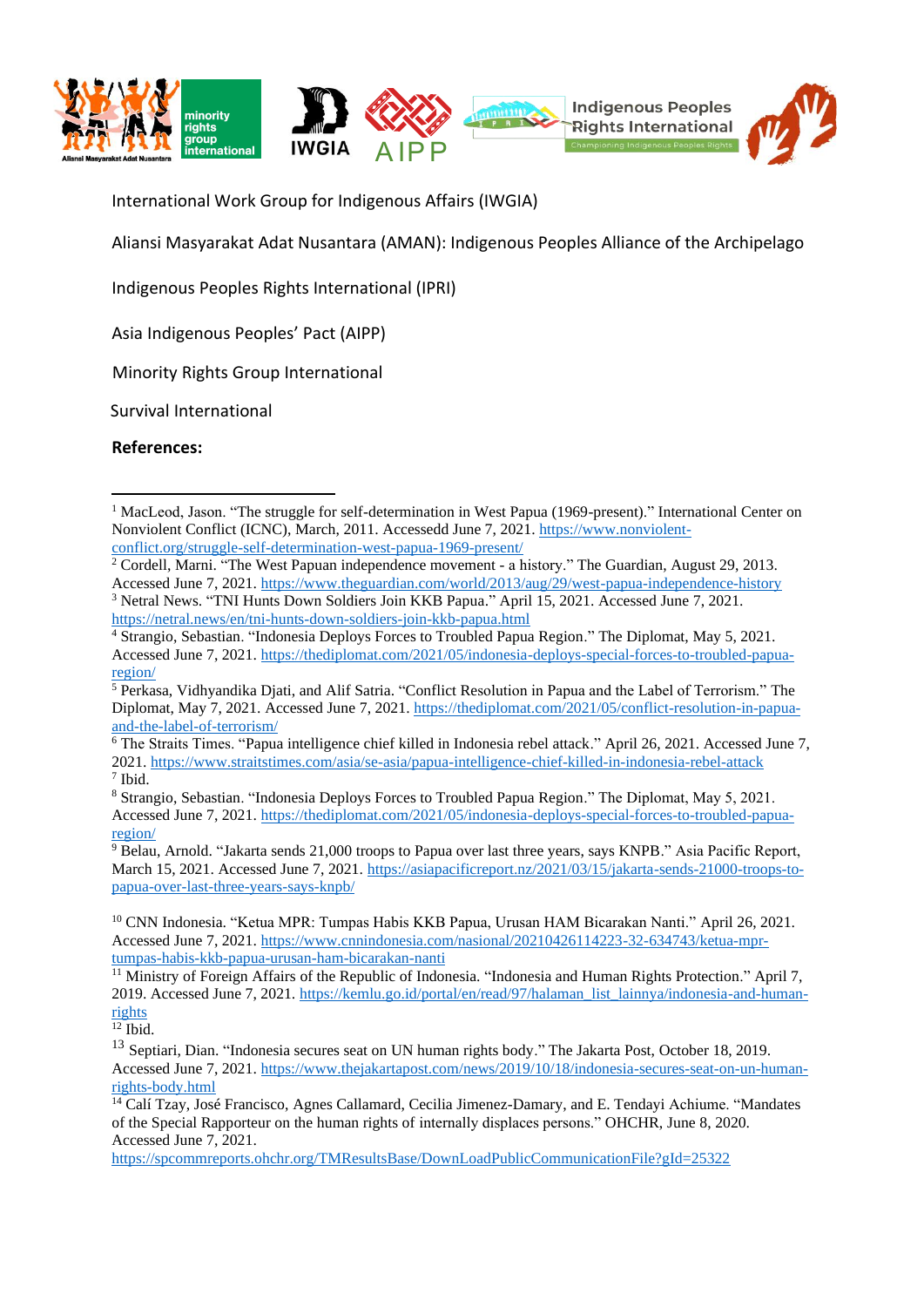International Work Group for Indigenous Affairs (IWGIA)

Aliansi Masyarakat Adat Nusantara (AMAN): Indigenous Peoples Alliance of the Archipelago

Indigenous Peoples Rights International (IPRI)

Asia Indigenous Peoples' Pact (AIPP)

Minority Rights Group International

Survival International

**References:**

---

[1] MacLeod, Jason. "The struggle for self-determination in West Papua (1969-present)." International Center on Nonviolent Conflict (ICNC), March, 2011. Accessedd June 7, 2021. https://www.nonviolent-conflict.org/struggle-self-determination-west-papua-1969-present/

[2] Cordell, Marni. "The West Papuan independence movement - a history." The Guardian, August 29, 2013. Accessed June 7, 2021. https://www.theguardian.com/world/2013/aug/29/west-papua-independence-history

[3] Netral News. "TNI Hunts Down Soldiers Join KKB Papua." April 15, 2021. Accessed June 7, 2021. https://netral.news/en/tni-hunts-down-soldiers-join-kkb-papua.html

[4] Strangio, Sebastian. "Indonesia Deploys Forces to Troubled Papua Region." The Diplomat, May 5, 2021. Accessed June 7, 2021. https://thediplomat.com/2021/05/indonesia-deploys-special-forces-to-troubled-papua-region/

[5] Perkasa, Vidhyandika Djati, and Alif Satria. "Conflict Resolution in Papua and the Label of Terrorism." The Diplomat, May 7, 2021. Accessed June 7, 2021. https://thediplomat.com/2021/05/conflict-resolution-in-papua-and-the-label-of-terrorism/

[6] The Straits Times. "Papua intelligence chief killed in Indonesia rebel attack." April 26, 2021. Accessed June 7, 2021. https://www.straitstimes.com/asia/se-asia/papua-intelligence-chief-killed-in-indonesia-rebel-attack

[7] Ibid.

[8] Strangio, Sebastian. "Indonesia Deploys Forces to Troubled Papua Region." The Diplomat, May 5, 2021. Accessed June 7, 2021. https://thediplomat.com/2021/05/indonesia-deploys-special-forces-to-troubled-papua-region/

[9] Belau, Arnold. "Jakarta sends 21,000 troops to Papua over last three years, says KNPB." Asia Pacific Report, March 15, 2021. Accessed June 7, 2021. https://asiapacificreport.nz/2021/03/15/jakarta-sends-21000-troops-to-papua-over-last-three-years-says-knpb/

[10] CNN Indonesia. "Ketua MPR: Tumpas Habis KKB Papua, Urusan HAM Bicarakan Nanti." April 26, 2021. Accessed June 7, 2021. https://www.cnnindonesia.com/nasional/20210426114223-32-634743/ketua-mpr-tumpas-habis-kkb-papua-urusan-ham-bicarakan-nanti

[11] Ministry of Foreign Affairs of the Republic of Indonesia. "Indonesia and Human Rights Protection." April 7, 2019. Accessed June 7, 2021. https://kemlu.go.id/portal/en/read/97/halaman_list_lainnya/indonesia-and-human-rights

[12] Ibid.

[13] Septiari, Dian. "Indonesia secures seat on UN human rights body." The Jakarta Post, October 18, 2019. Accessed June 7, 2021. https://www.thejakartapost.com/news/2019/10/18/indonesia-secures-seat-on-un-human-rights-body.html

[14] Calí Tzay, José Francisco, Agnes Callamard, Cecilia Jimenez-Damary, and E. Tendayi Achiume. "Mandates of the Special Rapporteur on the human rights of internally displaces persons." OHCHR, June 8, 2020. Accessed June 7, 2021. https://spcommreports.ohchr.org/TMResultsBase/DownLoadPublicCommunicationFile?gId=25322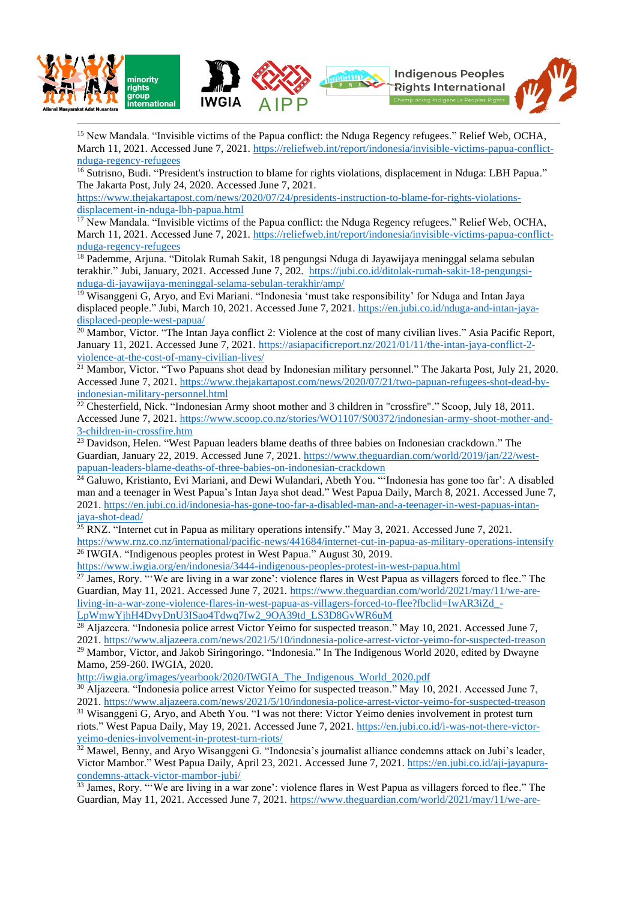[15] New Mandala. "Invisible victims of the Papua conflict: the Nduga Regency refugees." Relief Web, OCHA, March 11, 2021. Accessed June 7, 2021. https://reliefweb.int/report/indonesia/invisible-victims-papua-conflict-nduga-regency-refugees

[16] Sutrisno, Budi. "President's instruction to blame for rights violations, displacement in Nduga: LBH Papua." The Jakarta Post, July 24, 2020. Accessed June 7, 2021. https://www.thejakartapost.com/news/2020/07/24/presidents-instruction-to-blame-for-rights-violations-displacement-in-nduga-lbh-papua.html

[17] New Mandala. "Invisible victims of the Papua conflict: the Nduga Regency refugees." Relief Web, OCHA, March 11, 2021. Accessed June 7, 2021. https://reliefweb.int/report/indonesia/invisible-victims-papua-conflict-nduga-regency-refugees

[18] Pademme, Arjuna. "Ditolak Rumah Sakit, 18 pengungsi Nduga di Jayawijaya meninggal selama sebulan terakhir." Jubi, January, 2021. Accessed June 7, 202. https://jubi.co.id/ditolak-rumah-sakit-18-pengungsi-nduga-di-jayawijaya-meninggal-selama-sebulan-terakhir/amp/

[19] Wisanggeni G, Aryo, and Evi Mariani. "Indonesia 'must take responsibility' for Nduga and Intan Jaya displaced people." Jubi, March 10, 2021. Accessed June 7, 2021. https://en.jubi.co.id/nduga-and-intan-jaya-displaced-people-west-papua/

[20] Mambor, Victor. "The Intan Jaya conflict 2: Violence at the cost of many civilian lives." Asia Pacific Report, January 11, 2021. Accessed June 7, 2021. https://asiapacificreport.nz/2021/01/11/the-intan-jaya-conflict-2-violence-at-the-cost-of-many-civilian-lives/

[21] Mambor, Victor. "Two Papuans shot dead by Indonesian military personnel." The Jakarta Post, July 21, 2020. Accessed June 7, 2021. https://www.thejakartapost.com/news/2020/07/21/two-papuan-refugees-shot-dead-by-indonesian-military-personnel.html

[22] Chesterfield, Nick. "Indonesian Army shoot mother and 3 children in "crossfire"." Scoop, July 18, 2011. Accessed June 7, 2021. https://www.scoop.co.nz/stories/WO1107/S00372/indonesian-army-shoot-mother-and-3-children-in-crossfire.htm

[23] Davidson, Helen. "West Papuan leaders blame deaths of three babies on Indonesian crackdown." The Guardian, January 22, 2019. Accessed June 7, 2021. https://www.theguardian.com/world/2019/jan/22/west-papuan-leaders-blame-deaths-of-three-babies-on-indonesian-crackdown

[24] Galuwo, Kristianto, Evi Mariani, and Dewi Wulandari, Abeth You. "'Indonesia has gone too far': A disabled man and a teenager in West Papua's Intan Jaya shot dead." West Papua Daily, March 8, 2021. Accessed June 7, 2021. https://en.jubi.co.id/indonesia-has-gone-too-far-a-disabled-man-and-a-teenager-in-west-papuas-intan-jaya-shot-dead/

[25] RNZ. "Internet cut in Papua as military operations intensify." May 3, 2021. Accessed June 7, 2021. https://www.rnz.co.nz/international/pacific-news/441684/internet-cut-in-papua-as-military-operations-intensify

[26] IWGIA. "Indigenous peoples protest in West Papua." August 30, 2019. https://www.iwgia.org/en/indonesia/3444-indigenous-peoples-protest-in-west-papua.html

[27] James, Rory. "'We are living in a war zone': violence flares in West Papua as villagers forced to flee." The Guardian, May 11, 2021. Accessed June 7, 2021. https://www.theguardian.com/world/2021/may/11/we-are-living-in-a-war-zone-violence-flares-in-west-papua-as-villagers-forced-to-flee?fbclid=IwAR3iZd_-LpWmwYjhH4DvyDnU3ISao4Tdwq7Iw2_9OA39td_LS3D8GvWR6uM

[28] Aljazeera. "Indonesia police arrest Victor Yeimo for suspected treason." May 10, 2021. Accessed June 7, 2021. https://www.aljazeera.com/news/2021/5/10/indonesia-police-arrest-victor-yeimo-for-suspected-treason

[29] Mambor, Victor, and Jakob Siringoringo. "Indonesia." In The Indigenous World 2020, edited by Dwayne Mamo, 259-260. IWGIA, 2020. http://iwgia.org/yearbook/2020/IWGIA_The_Indigenous_World_2020.pdf

[30] Aljazeera. "Indonesia police arrest Victor Yeimo for suspected treason." May 10, 2021. Accessed June 7, 2021. https://www.aljazeera.com/news/2021/5/10/indonesia-police-arrest-victor-yeimo-for-suspected-treason

[31] Wisanggeni G, Aryo, and Abeth You. "I was not there: Victor Yeimo denies involvement in protest turn riots." West Papua Daily, May 19, 2021. Accessed June 7, 2021. https://en.jubi.co.id/i-was-not-there-victor-yeimo-denies-involvement-in-protest-turn-riots/

[32] Mawel, Benny, and Aryo Wisanggeni G. "Indonesia's journalist alliance condemns attack on Jubi's leader, Victor Mambor." West Papua Daily, April 23, 2021. Accessed June 7, 2021. https://en.jubi.co.id/aji-jayapura-condemns-attack-victor-mambor-jubi/

[33] James, Rory. "'We are living in a war zone': violence flares in West Papua as villagers forced to flee." The Guardian, May 11, 2021. Accessed June 7, 2021. https://www.theguardian.com/world/2021/may/11/we-are-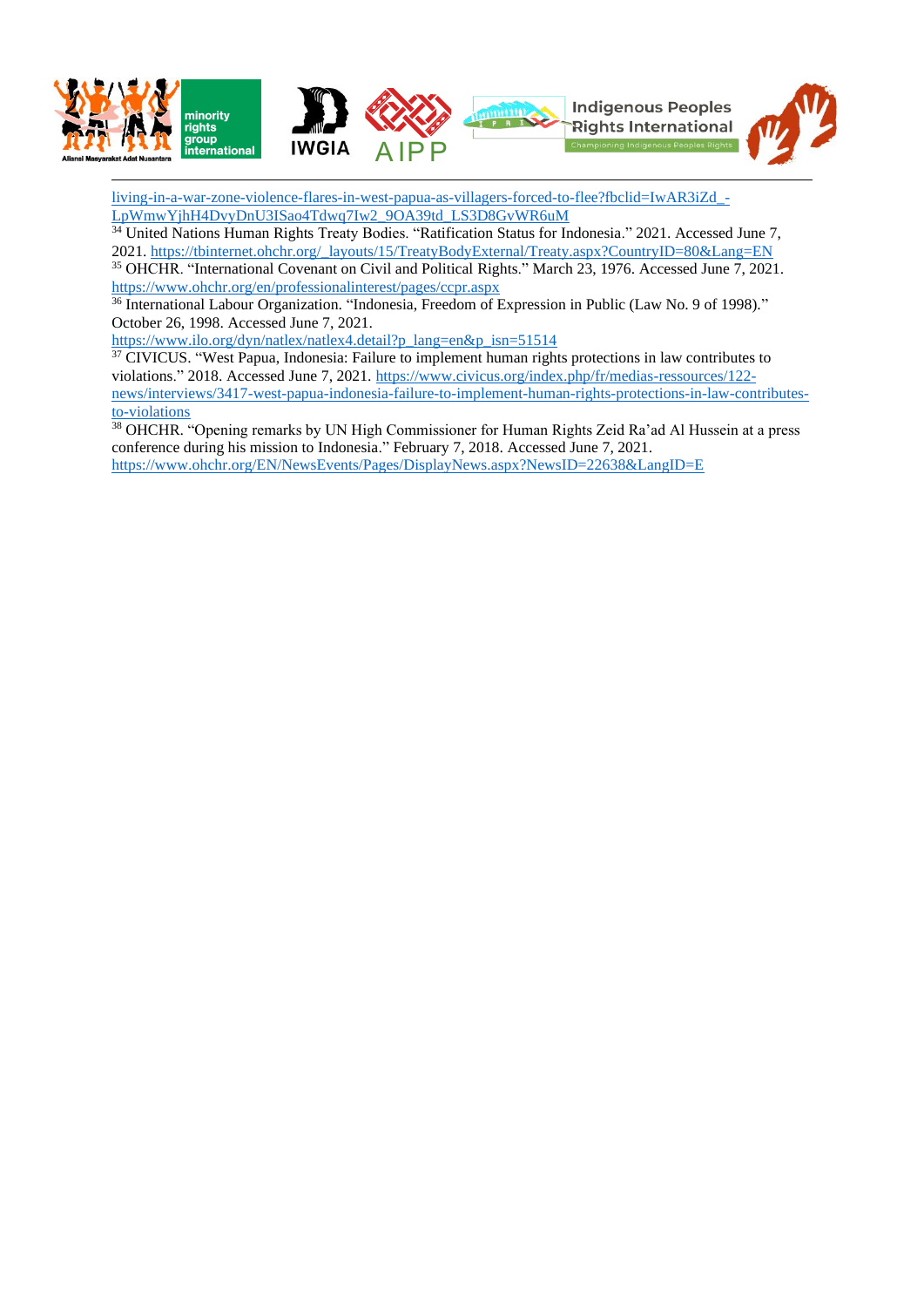living-in-a-war-zone-violence-flares-in-west-papua-as-villagers-forced-to-flee?fbclid=IwAR3iZd_-LpWmwYjhH4DvyDnU3ISao4Tdwq7Iw2_9OA39td_LS3D8GvWR6uM

[34] United Nations Human Rights Treaty Bodies. "Ratification Status for Indonesia." 2021. Accessed June 7, 2021. https://tbinternet.ohchr.org/_layouts/15/TreatyBodyExternal/Treaty.aspx?CountryID=80&Lang=EN

[35] OHCHR. "International Covenant on Civil and Political Rights." March 23, 1976. Accessed June 7, 2021. https://www.ohchr.org/en/professionalinterest/pages/ccpr.aspx

[36] International Labour Organization. "Indonesia, Freedom of Expression in Public (Law No. 9 of 1998)." October 26, 1998. Accessed June 7, 2021. https://www.ilo.org/dyn/natlex/natlex4.detail?p_lang=en&p_isn=51514

[37] CIVICUS. "West Papua, Indonesia: Failure to implement human rights protections in law contributes to violations." 2018. Accessed June 7, 2021. https://www.civicus.org/index.php/fr/medias-ressources/122-news/interviews/3417-west-papua-indonesia-failure-to-implement-human-rights-protections-in-law-contributes-to-violations

[38] OHCHR. "Opening remarks by UN High Commissioner for Human Rights Zeid Ra'ad Al Hussein at a press conference during his mission to Indonesia." February 7, 2018. Accessed June 7, 2021. https://www.ohchr.org/EN/NewsEvents/Pages/DisplayNews.aspx?NewsID=22638&LangID=E